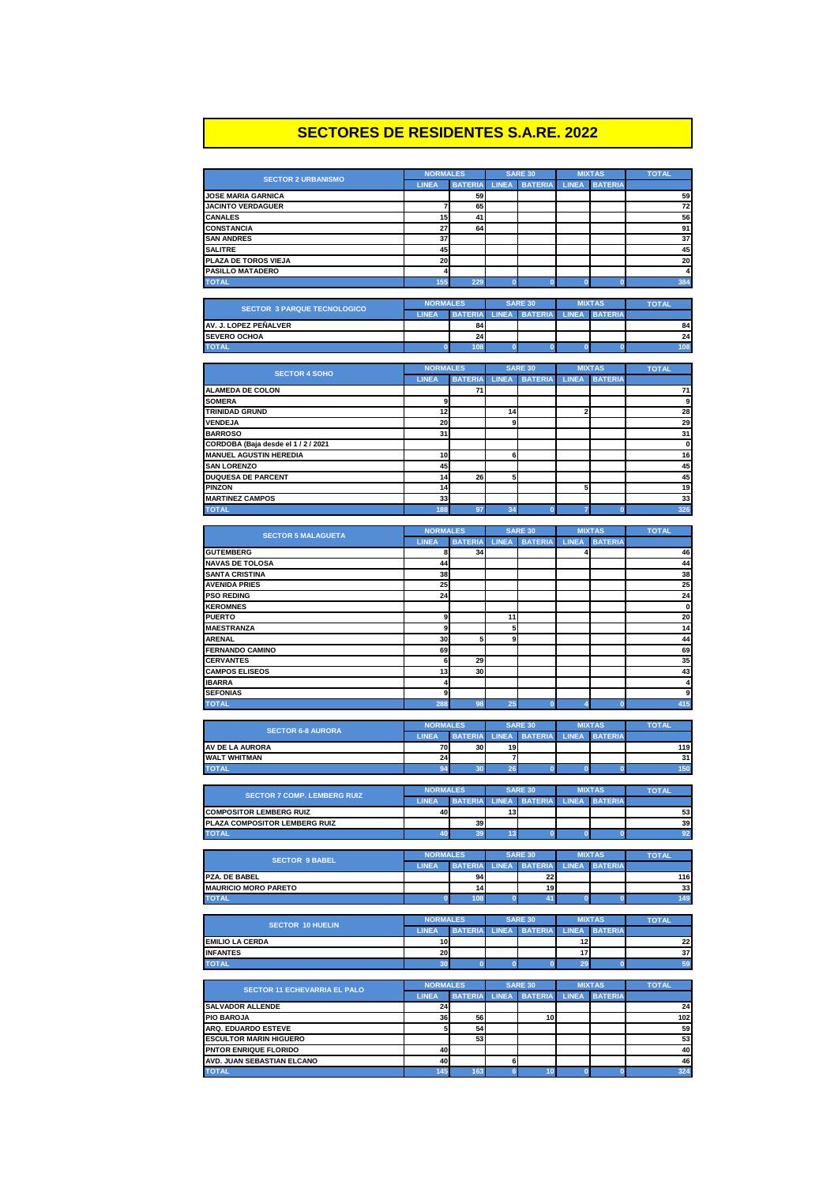# SECTORES DE RESIDENTES S.A.RE. 2022

| SECTOR 2 URBANISMO | NORMALES | | SARE 30 | | MIXTAS | | TOTAL |
|---|---|---|---|---|---|---|---|
| | LINEA | BATERIA | LINEA | BATERIA | LINEA | BATERIA | |
| JOSE MARIA GARNICA | | 59 | | | | | 59 |
| JACINTO VERDAGUER | 7 | 65 | | | | | 72 |
| CANALES | 15 | 41 | | | | | 56 |
| CONSTANCIA | 27 | 64 | | | | | 91 |
| SAN ANDRES | 37 | | | | | | 37 |
| SALITRE | 45 | | | | | | 45 |
| PLAZA DE TOROS VIEJA | 20 | | | | | | 20 |
| PASILLO MATADERO | 4 | | | | | | 4 |
| TOTAL | 155 | 229 | 0 | 0 | 0 | 0 | 384 |

| SECTOR 3 PARQUE TECNOLOGICO | NORMALES | | SARE 30 | | MIXTAS | | TOTAL |
|---|---|---|---|---|---|---|---|
| | LINEA | BATERIA | LINEA | BATERIA | LINEA | BATERIA | |
| AV. J. LOPEZ PEÑALVER | | 84 | | | | | 84 |
| SEVERO OCHOA | | 24 | | | | | 24 |
| TOTAL | 0 | 108 | 0 | 0 | 0 | 0 | 108 |

| SECTOR 4 SOHO | NORMALES | | SARE 30 | | MIXTAS | | TOTAL |
|---|---|---|---|---|---|---|---|
| | LINEA | BATERIA | LINEA | BATERIA | LINEA | BATERIA | |
| ALAMEDA DE COLON | | 71 | | | | | 71 |
| SOMERA | 9 | | | | | | 9 |
| TRINIDAD GRUND | 12 | | 14 | | 2 | | 28 |
| VENDEJA | 20 | | 9 | | | | 29 |
| BARROSO | 31 | | | | | | 31 |
| CORDOBA (Baja desde el 1 / 2 / 2021 | | | | | | | 0 |
| MANUEL AGUSTIN HEREDIA | 10 | | 6 | | | | 16 |
| SAN LORENZO | 45 | | | | | | 45 |
| DUQUESA DE PARCENT | 14 | 26 | 5 | | | | 45 |
| PINZON | 14 | | | | 5 | | 19 |
| MARTINEZ CAMPOS | 33 | | | | | | 33 |
| TOTAL | 188 | 97 | 34 | 0 | 7 | 0 | 326 |

| SECTOR 5 MALAGUETA | NORMALES | | SARE 30 | | MIXTAS | | TOTAL |
|---|---|---|---|---|---|---|---|
| | LINEA | BATERIA | LINEA | BATERIA | LINEA | BATERIA | |
| GUTEMBERG | 8 | 34 | | | 4 | | 46 |
| NAVAS DE TOLOSA | 44 | | | | | | 44 |
| SANTA CRISTINA | 38 | | | | | | 38 |
| AVENIDA PRIES | 25 | | | | | | 25 |
| PSO REDING | 24 | | | | | | 24 |
| KEROMNES | | | | | | | 0 |
| PUERTO | 9 | | 11 | | | | 20 |
| MAESTRANZA | 9 | | 5 | | | | 14 |
| ARENAL | 30 | 5 | 9 | | | | 44 |
| FERNANDO CAMINO | 69 | | | | | | 69 |
| CERVANTES | 6 | 29 | | | | | 35 |
| CAMPOS ELISEOS | 13 | 30 | | | | | 43 |
| IBARRA | 4 | | | | | | 4 |
| SEFONIAS | 9 | | | | | | 9 |
| TOTAL | 288 | 98 | 25 | 0 | 4 | 0 | 415 |

| SECTOR 6-8 AURORA | NORMALES | | SARE 30 | | MIXTAS | | TOTAL |
|---|---|---|---|---|---|---|---|
| | LINEA | BATERIA | LINEA | BATERIA | LINEA | BATERIA | |
| AV DE LA AURORA | 70 | 30 | 19 | | | | 119 |
| WALT WHITMAN | 24 | | 7 | | | | 31 |
| TOTAL | 94 | 30 | 26 | 0 | 0 | 0 | 150 |

| SECTOR 7 COMP. LEMBERG RUIZ | NORMALES | | SARE 30 | | MIXTAS | | TOTAL |
|---|---|---|---|---|---|---|---|
| | LINEA | BATERIA | LINEA | BATERIA | LINEA | BATERIA | |
| COMPOSITOR LEMBERG RUIZ | 40 | | 13 | | | | 53 |
| PLAZA COMPOSITOR LEMBERG RUIZ | | 39 | | | | | 39 |
| TOTAL | 40 | 39 | 13 | 0 | 0 | 0 | 92 |

| SECTOR 9 BABEL | NORMALES | | SARE 30 | | MIXTAS | | TOTAL |
|---|---|---|---|---|---|---|---|
| | LINEA | BATERIA | LINEA | BATERIA | LINEA | BATERIA | |
| PZA. DE BABEL | | 94 | | 22 | | | 116 |
| MAURICIO MORO PARETO | | 14 | | 19 | | | 33 |
| TOTAL | 0 | 108 | 0 | 41 | 0 | 0 | 149 |

| SECTOR 10 HUELIN | NORMALES | | SARE 30 | | MIXTAS | | TOTAL |
|---|---|---|---|---|---|---|---|
| | LINEA | BATERIA | LINEA | BATERIA | LINEA | BATERIA | |
| EMILIO LA CERDA | 10 | | | | 12 | | 22 |
| INFANTES | 20 | | | | 17 | | 37 |
| TOTAL | 30 | 0 | 0 | 0 | 29 | 0 | 59 |

| SECTOR 11 ECHEVARRIA EL PALO | NORMALES | | SARE 30 | | MIXTAS | | TOTAL |
|---|---|---|---|---|---|---|---|
| | LINEA | BATERIA | LINEA | BATERIA | LINEA | BATERIA | |
| SALVADOR ALLENDE | 24 | | | | | | 24 |
| PIO BAROJA | 36 | 56 | | 10 | | | 102 |
| ARQ. EDUARDO ESTEVE | 5 | 54 | | | | | 59 |
| ESCULTOR MARIN HIGUERO | | 53 | | | | | 53 |
| PNTOR ENRIQUE FLORIDO | 40 | | | | | | 40 |
| AVD. JUAN SEBASTIAN ELCANO | 40 | | 6 | | | | 46 |
| TOTAL | 145 | 163 | 6 | 10 | 0 | 0 | 324 |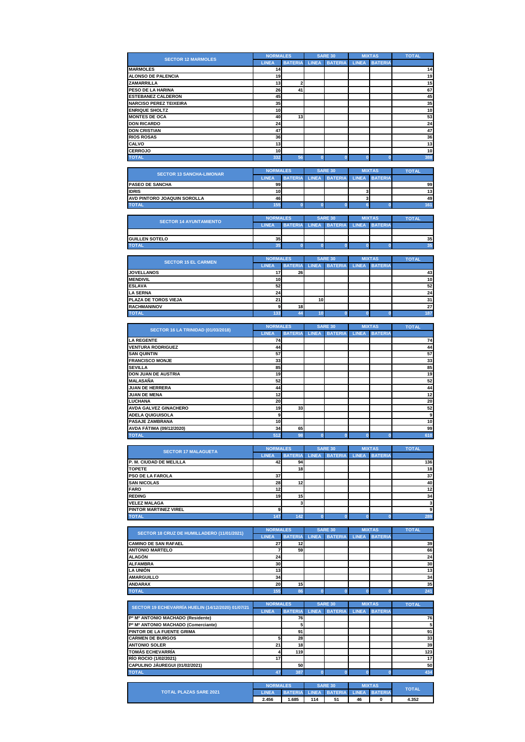| SECTOR 12 MARMOLES | NORMALES | | SARE 30 | | MIXTAS | | TOTAL |
|---|---|---|---|---|---|---|---|
| | LINEA | BATERIA | LINEA | BATERIA | LINEA | BATERIA | |
| MARMOLES | 14 | | | | | | 14 |
| ALONSO DE PALENCIA | 19 | | | | | | 19 |
| ZAMARRILLA | 13 | 2 | | | | | 15 |
| PESO DE LA HARINA | 26 | 41 | | | | | 67 |
| ESTEBANEZ CALDERON | 45 | | | | | | 45 |
| NARCISO PEREZ TEIXEIRA | 35 | | | | | | 35 |
| ENRIQUE SHOLTZ | 10 | | | | | | 10 |
| MONTES DE OCA | 40 | 13 | | | | | 53 |
| DON RICARDO | 24 | | | | | | 24 |
| DON CRISTIAN | 47 | | | | | | 47 |
| RIOS ROSAS | 36 | | | | | | 36 |
| CALVO | 13 | | | | | | 13 |
| CERROJO | 10 | | | | | | 10 |
| TOTAL | 332 | 56 | 0 | 0 | 0 | 0 | 388 |

| SECTOR 13 SANCHA-LIMONAR | NORMALES | | SARE 30 | | MIXTAS | | TOTAL |
|---|---|---|---|---|---|---|---|
| | LINEA | BATERIA | LINEA | BATERIA | LINEA | BATERIA | |
| PASEO DE SANCHA | 99 | | | | | | 99 |
| IDRIS | 10 | | | | 3 | | 13 |
| AVD PINTORO JOAQUIN SOROLLA | 46 | | | | 3 | | 49 |
| TOTAL | 155 | 0 | 0 | 0 | 6 | 0 | 161 |

| SECTOR 14 AYUNTAMIENTO | NORMALES | | SARE 30 | | MIXTAS | | TOTAL |
|---|---|---|---|---|---|---|---|
| | LINEA | BATERIA | LINEA | BATERIA | LINEA | BATERIA | |
| | | | | | | | |
| GUILLEN SOTELO | 35 | | | | | | 35 |
| TOTAL | 35 | 0 | 0 | 0 | 0 | 0 | 35 |

| SECTOR 15 EL CARMEN | NORMALES | | SARE 30 | | MIXTAS | | TOTAL |
|---|---|---|---|---|---|---|---|
| | LINEA | BATERIA | LINEA | BATERIA | LINEA | BATERIA | |
| JOVELLANOS | 17 | 26 | | | | | 43 |
| MENDIVIL | 10 | | | | | | 10 |
| ESLAVA | 52 | | | | | | 52 |
| LA SERNA | 24 | | | | | | 24 |
| PLAZA DE TOROS VIEJA | 21 | | 10 | | | | 31 |
| RACHMANINOV | 9 | 18 | | | | | 27 |
| TOTAL | 133 | 44 | 10 | 0 | 0 | 0 | 187 |

| SECTOR 16 LA TRINIDAD (01/03/2018) | NORMALES | | SARE 30 | | MIXTAS | | TOTAL |
|---|---|---|---|---|---|---|---|
| | LINEA | BATERIA | LINEA | BATERIA | LINEA | BATERIA | |
| LA REGENTE | 74 | | | | | | 74 |
| VENTURA RODRIGUEZ | 44 | | | | | | 44 |
| SAN QUINTIN | 57 | | | | | | 57 |
| FRANCISCO MONJE | 33 | | | | | | 33 |
| SEVILLA | 85 | | | | | | 85 |
| DON JUAN DE AUSTRIA | 19 | | | | | | 19 |
| MALASAÑA | 52 | | | | | | 52 |
| JUAN DE HERRERA | 44 | | | | | | 44 |
| JUAN DE MENA | 12 | | | | | | 12 |
| LUCHANA | 20 | | | | | | 20 |
| AVDA GALVEZ GINACHERO | 19 | 33 | | | | | 52 |
| ADELA QUIGUISOLA | 9 | | | | | | 9 |
| PASAJE ZAMBRANA | 10 | | | | | | 10 |
| AVDA FÁTIMA (09/12/2020) | 34 | 65 | | | | | 99 |
| TOTAL | 512 | 98 | 0 | 0 | 0 | 0 | 610 |

| SECTOR 17 MALAGUETA | NORMALES | | SARE 30 | | MIXTAS | | TOTAL |
|---|---|---|---|---|---|---|---|
| | LINEA | BATERIA | LINEA | BATERIA | LINEA | BATERIA | |
| P. M. CIUDAD DE MELILLA | 42 | 94 | | | | | 136 |
| TOPETE | | 18 | | | | | 18 |
| PSO DE LA FAROLA | 37 | | | | | | 37 |
| SAN NICOLAS | 28 | 12 | | | | | 40 |
| FARO | 12 | | | | | | 12 |
| REDING | 19 | 15 | | | | | 34 |
| VELEZ MALAGA | | 3 | | | | | 3 |
| PINTOR MARTINEZ VIREL | 9 | | | | | | 9 |
| TOTAL | 147 | 142 | 0 | 0 | 0 | 0 | 289 |

| SECTOR 18 CRUZ DE HUMILLADERO (11/01/2021) | NORMALES | | SARE 30 | | MIXTAS | | TOTAL |
|---|---|---|---|---|---|---|---|
| | LINEA | BATERIA | LINEA | BATERIA | LINEA | BATERIA | |
| CAMINO DE SAN RAFAEL | 27 | 12 | | | | | 39 |
| ANTONIO MARTELO | 7 | 59 | | | | | 66 |
| ALAGÓN | 24 | | | | | | 24 |
| ALFAMBRA | 30 | | | | | | 30 |
| LA UNIÓN | 13 | | | | | | 13 |
| AMARGUILLO | 34 | | | | | | 34 |
| ANDARAX | 20 | 15 | | | | | 35 |
| TOTAL | 155 | 86 | 0 | 0 | 0 | 0 | 241 |

| SECTOR 19 ECHEVARRÍA HUELIN (14/12/2020) 01/07/21 | NORMALES | | SARE 30 | | MIXTAS | | TOTAL |
|---|---|---|---|---|---|---|---|
| | LINEA | BATERIA | LINEA | BATERIA | LINEA | BATERIA | |
| Pº Mº ANTONIO MACHADO (Residente) | | 76 | | | | | 76 |
| Pº Mº ANTONIO MACHADO (Comerciante) | | 5 | | | | | 5 |
| PINTOR DE LA FUENTE GRIMA | | 91 | | | | | 91 |
| CARMEN DE BURGOS | 5 | 28 | | | | | 33 |
| ANTONIO SOLER | 21 | 18 | | | | | 39 |
| TOMÁS ECHEVARRÍA | 4 | 119 | | | | | 123 |
| RÍO ROCIO (1/02/2021) | 17 | | | | | | 17 |
| CAPULINO JÁUREGUI (01/02/2021) | | 50 | | | | | 50 |
| TOTAL | 47 | 387 | 0 | 0 | 0 | 0 | 434 |

| TOTAL PLAZAS SARE 2021 | NORMALES | | SARE 30 | | MIXTAS | | TOTAL |
|---|---|---|---|---|---|---|---|
| | LINEA | BATERIA | LINEA | BATERIA | LINEA | BATERIA | |
| | 2.456 | 1.685 | 114 | 51 | 46 | 0 | 4.352 |